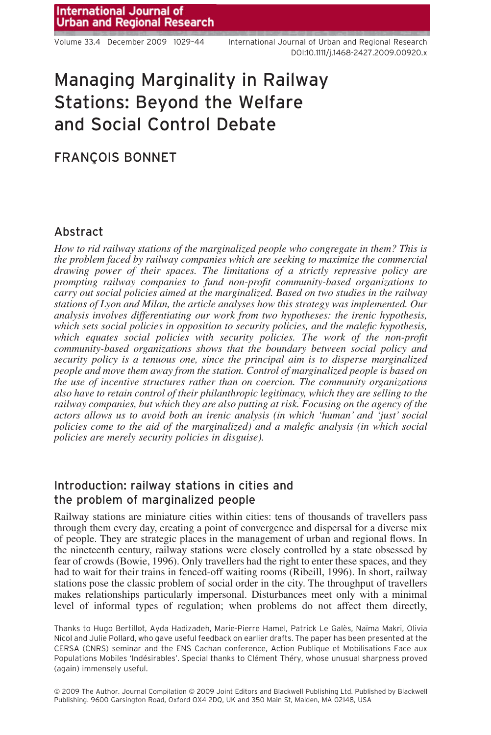# Managing Marginality in Railway Stations: Beyond the Welfare and Social Control Debate

FRANÇOIS BONNET

## Abstract

*How to rid railway stations of the marginalized people who congregate in them? This is the problem faced by railway companies which are seeking to maximize the commercial drawing power of their spaces. The limitations of a strictly repressive policy are prompting railway companies to fund non-profit community-based organizations to carry out social policies aimed at the marginalized. Based on two studies in the railway stations of Lyon and Milan, the article analyses how this strategy was implemented. Our analysis involves differentiating our work from two hypotheses: the irenic hypothesis, which sets social policies in opposition to security policies, and the malefic hypothesis, which equates social policies with security policies. The work of the non-profit community-based organizations shows that the boundary between social policy and security policy is a tenuous one, since the principal aim is to disperse marginalized people and move them away from the station. Control of marginalized people is based on the use of incentive structures rather than on coercion. The community organizations also have to retain control of their philanthropic legitimacy, which they are selling to the railway companies, but which they are also putting at risk. Focusing on the agency of the actors allows us to avoid both an irenic analysis (in which 'human' and 'just' social policies come to the aid of the marginalized) and a malefic analysis (in which social policies are merely security policies in disguise).*

## Introduction: railway stations in cities and the problem of marginalized people

Railway stations are miniature cities within cities: tens of thousands of travellers pass through them every day, creating a point of convergence and dispersal for a diverse mix of people. They are strategic places in the management of urban and regional flows. In the nineteenth century, railway stations were closely controlled by a state obsessed by fear of crowds (Bowie, 1996). Only travellers had the right to enter these spaces, and they had to wait for their trains in fenced-off waiting rooms (Ribeill, 1996). In short, railway stations pose the classic problem of social order in the city. The throughput of travellers makes relationships particularly impersonal. Disturbances meet only with a minimal level of informal types of regulation; when problems do not affect them directly,

Thanks to Hugo Bertillot, Ayda Hadizadeh, Marie-Pierre Hamel, Patrick Le Galès, Naïma Makri, Olivia Nicol and Julie Pollard, who gave useful feedback on earlier drafts. The paper has been presented at the CERSA (CNRS) seminar and the ENS Cachan conference, Action Publique et Mobilisations Face aux Populations Mobiles 'Indésirables'. Special thanks to Clément Théry, whose unusual sharpness proved (again) immensely useful.

© 2009 The Author. Journal Compilation © 2009 Joint Editors and Blackwell Publishing Ltd. Published by Blackwell Publishing. 9600 Garsington Road, Oxford OX4 2DQ, UK and 350 Main St, Malden, MA 02148, USA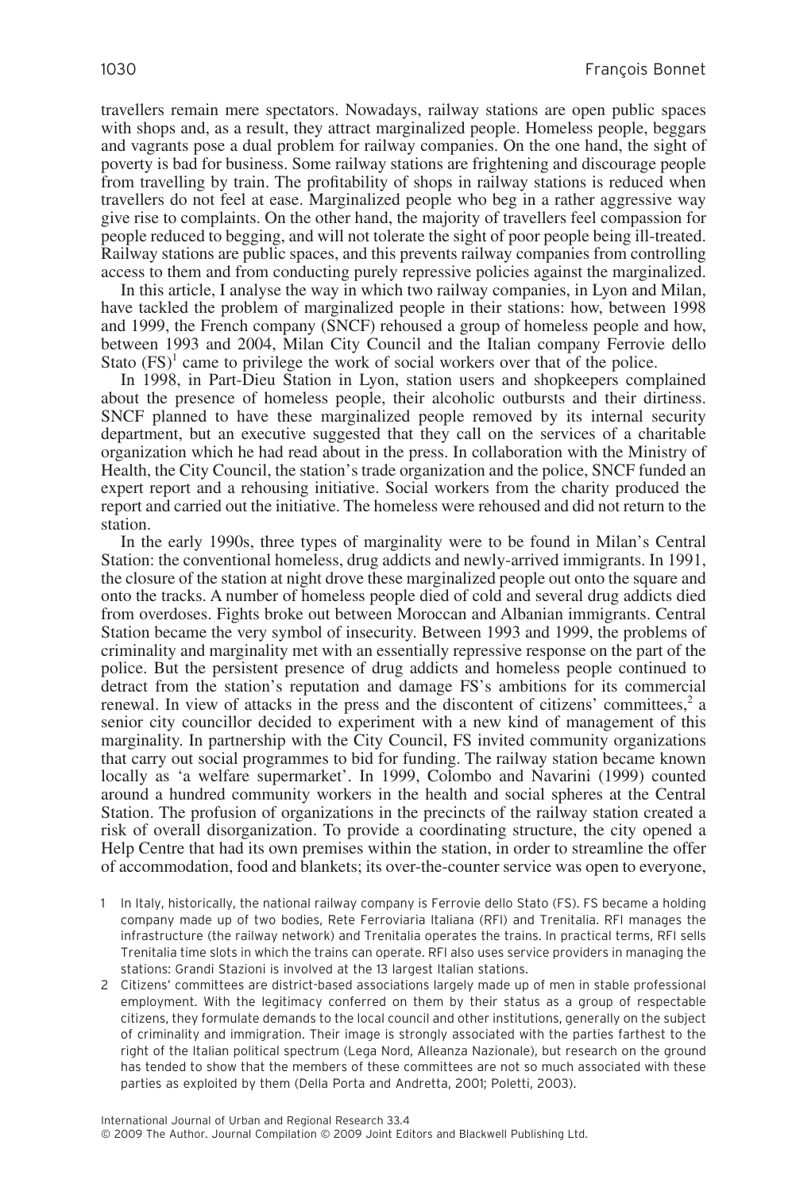travellers remain mere spectators. Nowadays, railway stations are open public spaces with shops and, as a result, they attract marginalized people. Homeless people, beggars and vagrants pose a dual problem for railway companies. On the one hand, the sight of poverty is bad for business. Some railway stations are frightening and discourage people from travelling by train. The profitability of shops in railway stations is reduced when travellers do not feel at ease. Marginalized people who beg in a rather aggressive way give rise to complaints. On the other hand, the majority of travellers feel compassion for people reduced to begging, and will not tolerate the sight of poor people being ill-treated. Railway stations are public spaces, and this prevents railway companies from controlling access to them and from conducting purely repressive policies against the marginalized.

In this article, I analyse the way in which two railway companies, in Lyon and Milan, have tackled the problem of marginalized people in their stations: how, between 1998 and 1999, the French company (SNCF) rehoused a group of homeless people and how, between 1993 and 2004, Milan City Council and the Italian company Ferrovie dello Stato (FS)[1] came to privilege the work of social workers over that of the police.

In 1998, in Part-Dieu Station in Lyon, station users and shopkeepers complained about the presence of homeless people, their alcoholic outbursts and their dirtiness. SNCF planned to have these marginalized people removed by its internal security department, but an executive suggested that they call on the services of a charitable organization which he had read about in the press. In collaboration with the Ministry of Health, the City Council, the station's trade organization and the police, SNCF funded an expert report and a rehousing initiative. Social workers from the charity produced the report and carried out the initiative. The homeless were rehoused and did not return to the station.

In the early 1990s, three types of marginality were to be found in Milan's Central Station: the conventional homeless, drug addicts and newly-arrived immigrants. In 1991, the closure of the station at night drove these marginalized people out onto the square and onto the tracks. A number of homeless people died of cold and several drug addicts died from overdoses. Fights broke out between Moroccan and Albanian immigrants. Central Station became the very symbol of insecurity. Between 1993 and 1999, the problems of criminality and marginality met with an essentially repressive response on the part of the police. But the persistent presence of drug addicts and homeless people continued to detract from the station's reputation and damage FS's ambitions for its commercial renewal. In view of attacks in the press and the discontent of citizens' committees,[2] a senior city councillor decided to experiment with a new kind of management of this marginality. In partnership with the City Council, FS invited community organizations that carry out social programmes to bid for funding. The railway station became known locally as 'a welfare supermarket'. In 1999, Colombo and Navarini (1999) counted around a hundred community workers in the health and social spheres at the Central Station. The profusion of organizations in the precincts of the railway station created a risk of overall disorganization. To provide a coordinating structure, the city opened a Help Centre that had its own premises within the station, in order to streamline the offer of accommodation, food and blankets; its over-the-counter service was open to everyone,

1 In Italy, historically, the national railway company is Ferrovie dello Stato (FS). FS became a holding company made up of two bodies, Rete Ferroviaria Italiana (RFI) and Trenitalia. RFI manages the infrastructure (the railway network) and Trenitalia operates the trains. In practical terms, RFI sells Trenitalia time slots in which the trains can operate. RFI also uses service providers in managing the stations: Grandi Stazioni is involved at the 13 largest Italian stations.

2 Citizens' committees are district-based associations largely made up of men in stable professional employment. With the legitimacy conferred on them by their status as a group of respectable citizens, they formulate demands to the local council and other institutions, generally on the subject of criminality and immigration. Their image is strongly associated with the parties farthest to the right of the Italian political spectrum (Lega Nord, Alleanza Nazionale), but research on the ground has tended to show that the members of these committees are not so much associated with these parties as exploited by them (Della Porta and Andretta, 2001; Poletti, 2003).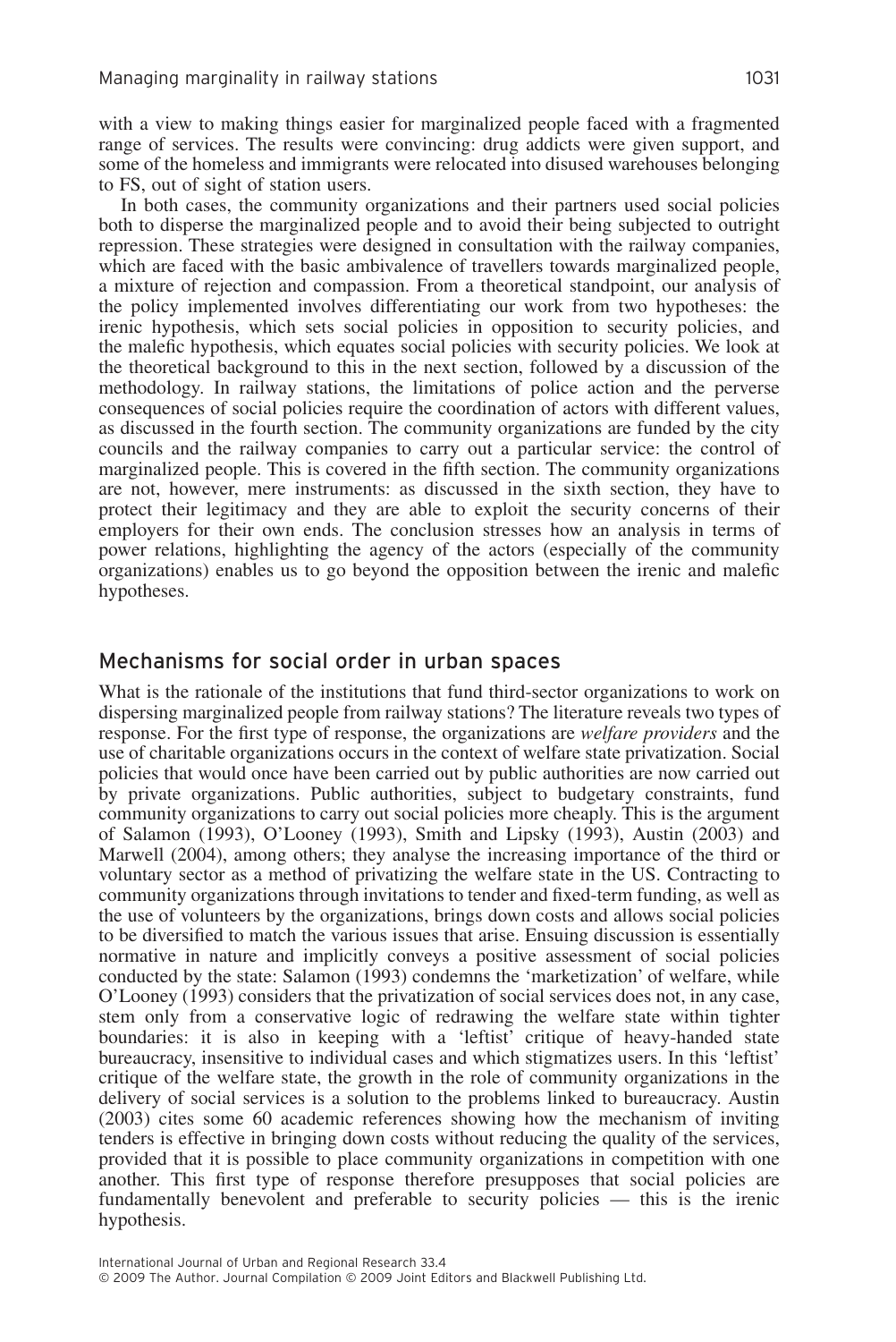with a view to making things easier for marginalized people faced with a fragmented range of services. The results were convincing: drug addicts were given support, and some of the homeless and immigrants were relocated into disused warehouses belonging to FS, out of sight of station users.

In both cases, the community organizations and their partners used social policies both to disperse the marginalized people and to avoid their being subjected to outright repression. These strategies were designed in consultation with the railway companies, which are faced with the basic ambivalence of travellers towards marginalized people, a mixture of rejection and compassion. From a theoretical standpoint, our analysis of the policy implemented involves differentiating our work from two hypotheses: the irenic hypothesis, which sets social policies in opposition to security policies, and the malefic hypothesis, which equates social policies with security policies. We look at the theoretical background to this in the next section, followed by a discussion of the methodology. In railway stations, the limitations of police action and the perverse consequences of social policies require the coordination of actors with different values, as discussed in the fourth section. The community organizations are funded by the city councils and the railway companies to carry out a particular service: the control of marginalized people. This is covered in the fifth section. The community organizations are not, however, mere instruments: as discussed in the sixth section, they have to protect their legitimacy and they are able to exploit the security concerns of their employers for their own ends. The conclusion stresses how an analysis in terms of power relations, highlighting the agency of the actors (especially of the community organizations) enables us to go beyond the opposition between the irenic and malefic hypotheses.

## Mechanisms for social order in urban spaces

What is the rationale of the institutions that fund third-sector organizations to work on dispersing marginalized people from railway stations? The literature reveals two types of response. For the first type of response, the organizations are *welfare providers* and the use of charitable organizations occurs in the context of welfare state privatization. Social policies that would once have been carried out by public authorities are now carried out by private organizations. Public authorities, subject to budgetary constraints, fund community organizations to carry out social policies more cheaply. This is the argument of Salamon (1993), O'Looney (1993), Smith and Lipsky (1993), Austin (2003) and Marwell (2004), among others; they analyse the increasing importance of the third or voluntary sector as a method of privatizing the welfare state in the US. Contracting to community organizations through invitations to tender and fixed-term funding, as well as the use of volunteers by the organizations, brings down costs and allows social policies to be diversified to match the various issues that arise. Ensuing discussion is essentially normative in nature and implicitly conveys a positive assessment of social policies conducted by the state: Salamon (1993) condemns the 'marketization' of welfare, while O'Looney (1993) considers that the privatization of social services does not, in any case, stem only from a conservative logic of redrawing the welfare state within tighter boundaries: it is also in keeping with a 'leftist' critique of heavy-handed state bureaucracy, insensitive to individual cases and which stigmatizes users. In this 'leftist' critique of the welfare state, the growth in the role of community organizations in the delivery of social services is a solution to the problems linked to bureaucracy. Austin (2003) cites some 60 academic references showing how the mechanism of inviting tenders is effective in bringing down costs without reducing the quality of the services, provided that it is possible to place community organizations in competition with one another. This first type of response therefore presupposes that social policies are fundamentally benevolent and preferable to security policies — this is the irenic hypothesis.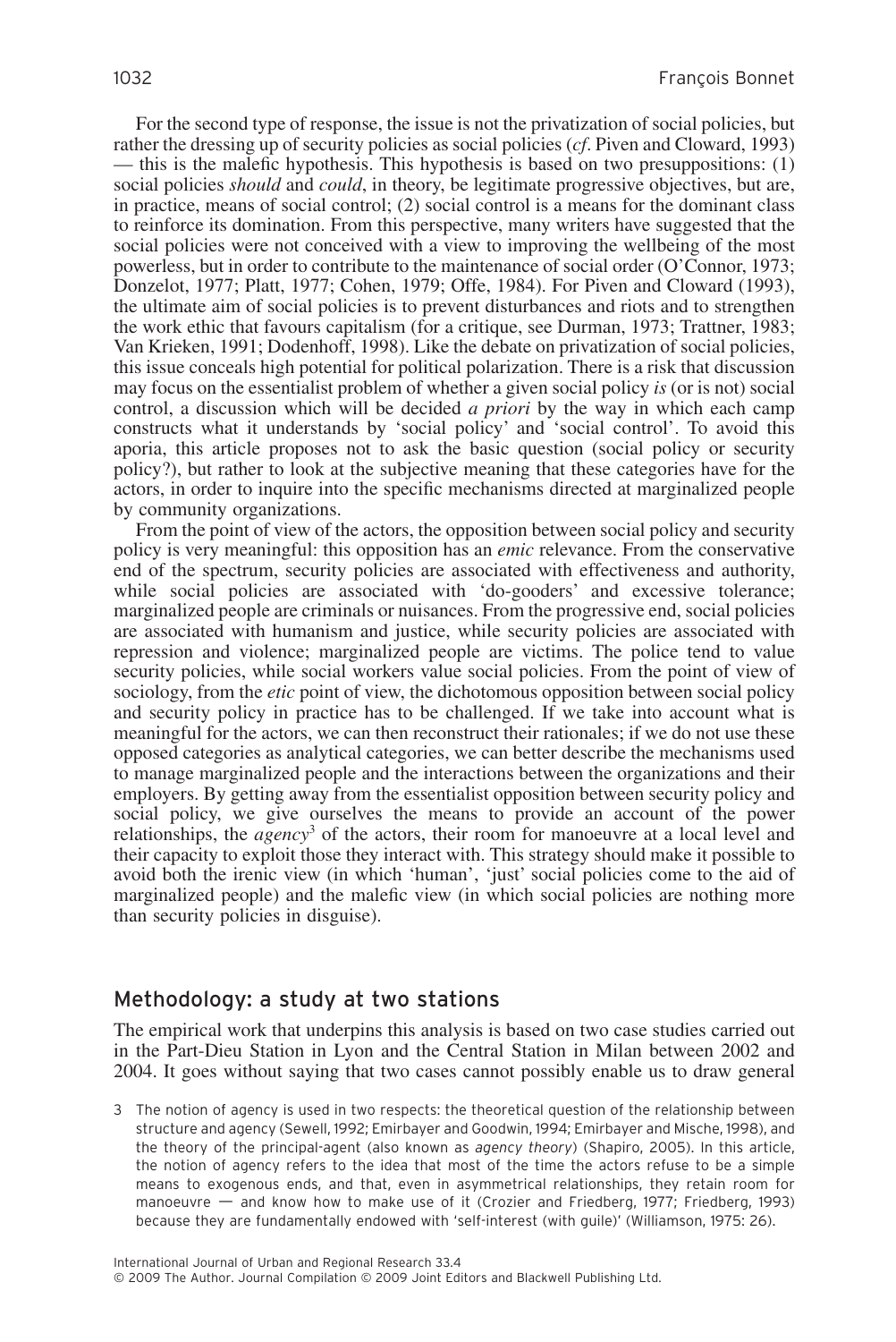For the second type of response, the issue is not the privatization of social policies, but rather the dressing up of security policies as social policies (*cf*. Piven and Cloward, 1993) — this is the malefic hypothesis. This hypothesis is based on two presuppositions: (1) social policies *should* and *could*, in theory, be legitimate progressive objectives, but are, in practice, means of social control; (2) social control is a means for the dominant class to reinforce its domination. From this perspective, many writers have suggested that the social policies were not conceived with a view to improving the wellbeing of the most powerless, but in order to contribute to the maintenance of social order (O'Connor, 1973; Donzelot, 1977; Platt, 1977; Cohen, 1979; Offe, 1984). For Piven and Cloward (1993), the ultimate aim of social policies is to prevent disturbances and riots and to strengthen the work ethic that favours capitalism (for a critique, see Durman, 1973; Trattner, 1983; Van Krieken, 1991; Dodenhoff, 1998). Like the debate on privatization of social policies, this issue conceals high potential for political polarization. There is a risk that discussion may focus on the essentialist problem of whether a given social policy *is* (or is not) social control, a discussion which will be decided *a priori* by the way in which each camp constructs what it understands by 'social policy' and 'social control'. To avoid this aporia, this article proposes not to ask the basic question (social policy or security policy?), but rather to look at the subjective meaning that these categories have for the actors, in order to inquire into the specific mechanisms directed at marginalized people by community organizations.

From the point of view of the actors, the opposition between social policy and security policy is very meaningful: this opposition has an *emic* relevance. From the conservative end of the spectrum, security policies are associated with effectiveness and authority, while social policies are associated with 'do-gooders' and excessive tolerance; marginalized people are criminals or nuisances. From the progressive end, social policies are associated with humanism and justice, while security policies are associated with repression and violence; marginalized people are victims. The police tend to value security policies, while social workers value social policies. From the point of view of sociology, from the *etic* point of view, the dichotomous opposition between social policy and security policy in practice has to be challenged. If we take into account what is meaningful for the actors, we can then reconstruct their rationales; if we do not use these opposed categories as analytical categories, we can better describe the mechanisms used to manage marginalized people and the interactions between the organizations and their employers. By getting away from the essentialist opposition between security policy and social policy, we give ourselves the means to provide an account of the power relationships, the *agency*[3] of the actors, their room for manoeuvre at a local level and their capacity to exploit those they interact with. This strategy should make it possible to avoid both the irenic view (in which 'human', 'just' social policies come to the aid of marginalized people) and the malefic view (in which social policies are nothing more than security policies in disguise).

## Methodology: a study at two stations

The empirical work that underpins this analysis is based on two case studies carried out in the Part-Dieu Station in Lyon and the Central Station in Milan between 2002 and 2004. It goes without saying that two cases cannot possibly enable us to draw general

3 The notion of agency is used in two respects: the theoretical question of the relationship between structure and agency (Sewell, 1992; Emirbayer and Goodwin, 1994; Emirbayer and Mische, 1998), and the theory of the principal-agent (also known as *agency theory*) (Shapiro, 2005). In this article, the notion of agency refers to the idea that most of the time the actors refuse to be a simple means to exogenous ends, and that, even in asymmetrical relationships, they retain room for manoeuvre — and know how to make use of it (Crozier and Friedberg, 1977; Friedberg, 1993) because they are fundamentally endowed with 'self-interest (with guile)' (Williamson, 1975: 26).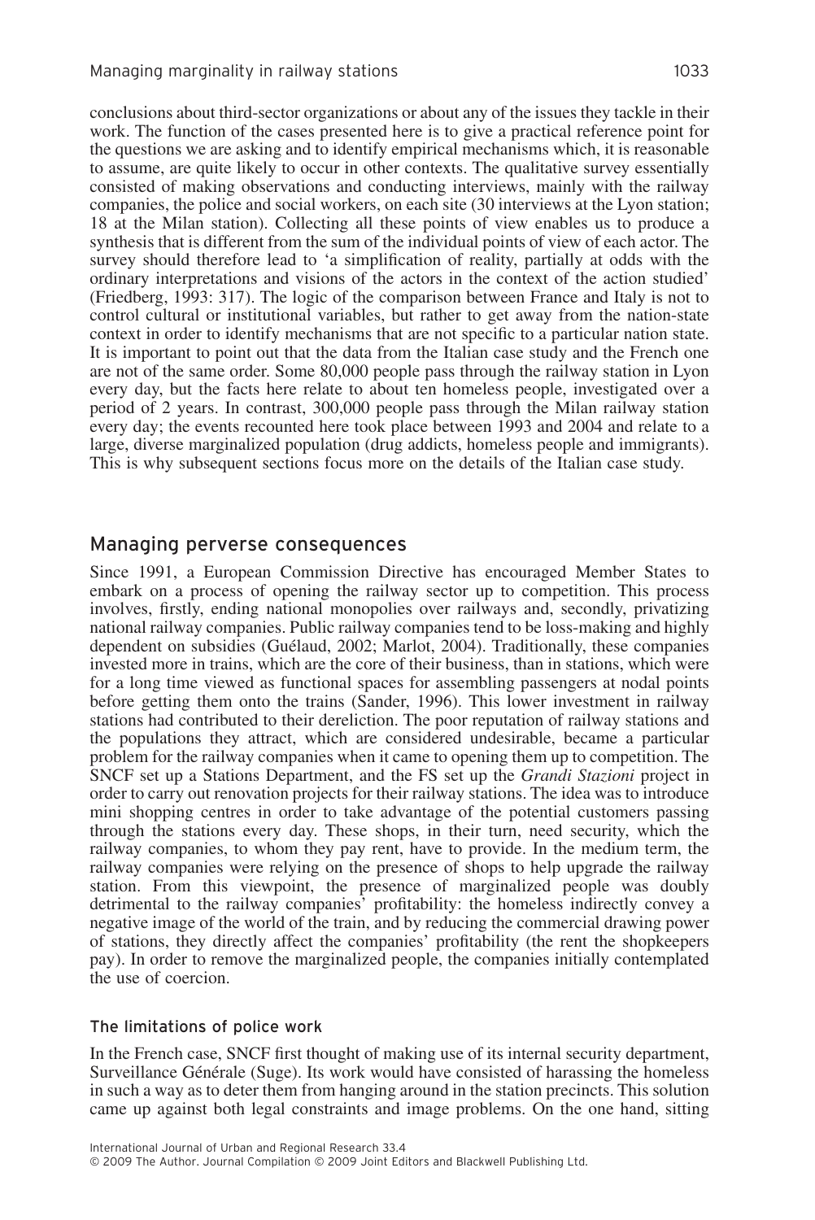conclusions about third-sector organizations or about any of the issues they tackle in their work. The function of the cases presented here is to give a practical reference point for the questions we are asking and to identify empirical mechanisms which, it is reasonable to assume, are quite likely to occur in other contexts. The qualitative survey essentially consisted of making observations and conducting interviews, mainly with the railway companies, the police and social workers, on each site (30 interviews at the Lyon station; 18 at the Milan station). Collecting all these points of view enables us to produce a synthesis that is different from the sum of the individual points of view of each actor. The survey should therefore lead to 'a simplification of reality, partially at odds with the ordinary interpretations and visions of the actors in the context of the action studied' (Friedberg, 1993: 317). The logic of the comparison between France and Italy is not to control cultural or institutional variables, but rather to get away from the nation-state context in order to identify mechanisms that are not specific to a particular nation state. It is important to point out that the data from the Italian case study and the French one are not of the same order. Some 80,000 people pass through the railway station in Lyon every day, but the facts here relate to about ten homeless people, investigated over a period of 2 years. In contrast, 300,000 people pass through the Milan railway station every day; the events recounted here took place between 1993 and 2004 and relate to a large, diverse marginalized population (drug addicts, homeless people and immigrants). This is why subsequent sections focus more on the details of the Italian case study.

## Managing perverse consequences

Since 1991, a European Commission Directive has encouraged Member States to embark on a process of opening the railway sector up to competition. This process involves, firstly, ending national monopolies over railways and, secondly, privatizing national railway companies. Public railway companies tend to be loss-making and highly dependent on subsidies (Guélaud, 2002; Marlot, 2004). Traditionally, these companies invested more in trains, which are the core of their business, than in stations, which were for a long time viewed as functional spaces for assembling passengers at nodal points before getting them onto the trains (Sander, 1996). This lower investment in railway stations had contributed to their dereliction. The poor reputation of railway stations and the populations they attract, which are considered undesirable, became a particular problem for the railway companies when it came to opening them up to competition. The SNCF set up a Stations Department, and the FS set up the *Grandi Stazioni* project in order to carry out renovation projects for their railway stations. The idea was to introduce mini shopping centres in order to take advantage of the potential customers passing through the stations every day. These shops, in their turn, need security, which the railway companies, to whom they pay rent, have to provide. In the medium term, the railway companies were relying on the presence of shops to help upgrade the railway station. From this viewpoint, the presence of marginalized people was doubly detrimental to the railway companies' profitability: the homeless indirectly convey a negative image of the world of the train, and by reducing the commercial drawing power of stations, they directly affect the companies' profitability (the rent the shopkeepers pay). In order to remove the marginalized people, the companies initially contemplated the use of coercion.

### The limitations of police work

In the French case, SNCF first thought of making use of its internal security department, Surveillance Générale (Suge). Its work would have consisted of harassing the homeless in such a way as to deter them from hanging around in the station precincts. This solution came up against both legal constraints and image problems. On the one hand, sitting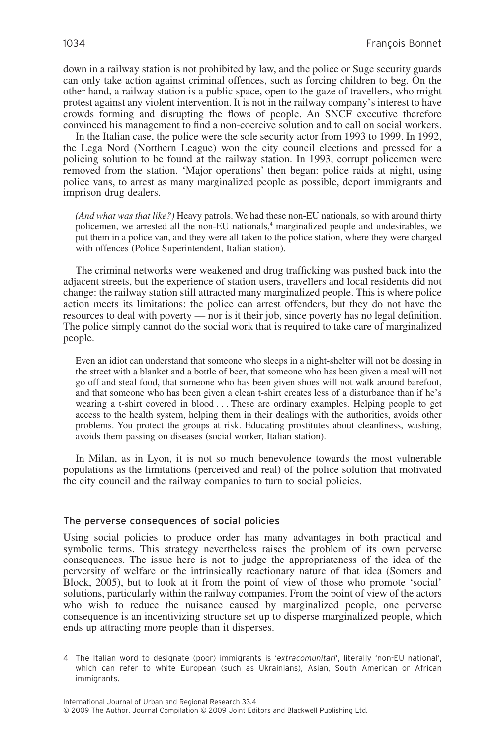down in a railway station is not prohibited by law, and the police or Suge security guards can only take action against criminal offences, such as forcing children to beg. On the other hand, a railway station is a public space, open to the gaze of travellers, who might protest against any violent intervention. It is not in the railway company's interest to have crowds forming and disrupting the flows of people. An SNCF executive therefore convinced his management to find a non-coercive solution and to call on social workers.

In the Italian case, the police were the sole security actor from 1993 to 1999. In 1992, the Lega Nord (Northern League) won the city council elections and pressed for a policing solution to be found at the railway station. In 1993, corrupt policemen were removed from the station. 'Major operations' then began: police raids at night, using police vans, to arrest as many marginalized people as possible, deport immigrants and imprison drug dealers.

> *(And what was that like?)* Heavy patrols. We had these non-EU nationals, so with around thirty policemen, we arrested all the non-EU nationals,[4] marginalized people and undesirables, we put them in a police van, and they were all taken to the police station, where they were charged with offences (Police Superintendent, Italian station).

The criminal networks were weakened and drug trafficking was pushed back into the adjacent streets, but the experience of station users, travellers and local residents did not change: the railway station still attracted many marginalized people. This is where police action meets its limitations: the police can arrest offenders, but they do not have the resources to deal with poverty — nor is it their job, since poverty has no legal definition. The police simply cannot do the social work that is required to take care of marginalized people.

> Even an idiot can understand that someone who sleeps in a night-shelter will not be dossing in the street with a blanket and a bottle of beer, that someone who has been given a meal will not go off and steal food, that someone who has been given shoes will not walk around barefoot, and that someone who has been given a clean t-shirt creates less of a disturbance than if he's wearing a t-shirt covered in blood . . . These are ordinary examples. Helping people to get access to the health system, helping them in their dealings with the authorities, avoids other problems. You protect the groups at risk. Educating prostitutes about cleanliness, washing, avoids them passing on diseases (social worker, Italian station).

In Milan, as in Lyon, it is not so much benevolence towards the most vulnerable populations as the limitations (perceived and real) of the police solution that motivated the city council and the railway companies to turn to social policies.

### The perverse consequences of social policies

Using social policies to produce order has many advantages in both practical and symbolic terms. This strategy nevertheless raises the problem of its own perverse consequences. The issue here is not to judge the appropriateness of the idea of the perversity of welfare or the intrinsically reactionary nature of that idea (Somers and Block, 2005), but to look at it from the point of view of those who promote 'social' solutions, particularly within the railway companies. From the point of view of the actors who wish to reduce the nuisance caused by marginalized people, one perverse consequence is an incentivizing structure set up to disperse marginalized people, which ends up attracting more people than it disperses.

4 The Italian word to designate (poor) immigrants is '*extracomunitari*', literally 'non-EU national', which can refer to white European (such as Ukrainians), Asian, South American or African immigrants.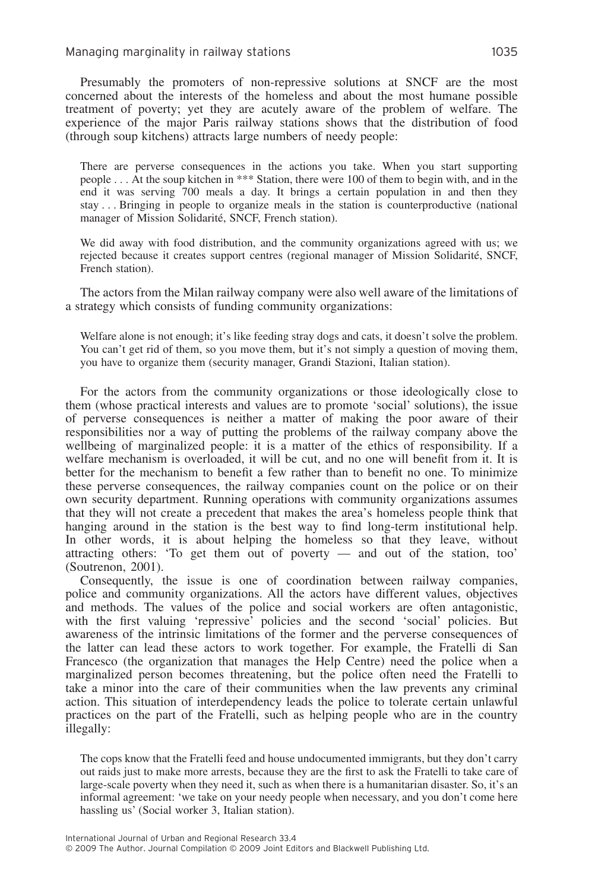Presumably the promoters of non-repressive solutions at SNCF are the most concerned about the interests of the homeless and about the most humane possible treatment of poverty; yet they are acutely aware of the problem of welfare. The experience of the major Paris railway stations shows that the distribution of food (through soup kitchens) attracts large numbers of needy people:

> There are perverse consequences in the actions you take. When you start supporting people . . . At the soup kitchen in *** Station, there were 100 of them to begin with, and in the end it was serving 700 meals a day. It brings a certain population in and then they stay . . . Bringing in people to organize meals in the station is counterproductive (national manager of Mission Solidarité, SNCF, French station).

> We did away with food distribution, and the community organizations agreed with us; we rejected because it creates support centres (regional manager of Mission Solidarité, SNCF, French station).

The actors from the Milan railway company were also well aware of the limitations of a strategy which consists of funding community organizations:

> Welfare alone is not enough; it's like feeding stray dogs and cats, it doesn't solve the problem. You can't get rid of them, so you move them, but it's not simply a question of moving them, you have to organize them (security manager, Grandi Stazioni, Italian station).

For the actors from the community organizations or those ideologically close to them (whose practical interests and values are to promote 'social' solutions), the issue of perverse consequences is neither a matter of making the poor aware of their responsibilities nor a way of putting the problems of the railway company above the wellbeing of marginalized people: it is a matter of the ethics of responsibility. If a welfare mechanism is overloaded, it will be cut, and no one will benefit from it. It is better for the mechanism to benefit a few rather than to benefit no one. To minimize these perverse consequences, the railway companies count on the police or on their own security department. Running operations with community organizations assumes that they will not create a precedent that makes the area's homeless people think that hanging around in the station is the best way to find long-term institutional help. In other words, it is about helping the homeless so that they leave, without attracting others: 'To get them out of poverty — and out of the station, too' (Soutrenon, 2001).

Consequently, the issue is one of coordination between railway companies, police and community organizations. All the actors have different values, objectives and methods. The values of the police and social workers are often antagonistic, with the first valuing 'repressive' policies and the second 'social' policies. But awareness of the intrinsic limitations of the former and the perverse consequences of the latter can lead these actors to work together. For example, the Fratelli di San Francesco (the organization that manages the Help Centre) need the police when a marginalized person becomes threatening, but the police often need the Fratelli to take a minor into the care of their communities when the law prevents any criminal action. This situation of interdependency leads the police to tolerate certain unlawful practices on the part of the Fratelli, such as helping people who are in the country illegally:

> The cops know that the Fratelli feed and house undocumented immigrants, but they don't carry out raids just to make more arrests, because they are the first to ask the Fratelli to take care of large-scale poverty when they need it, such as when there is a humanitarian disaster. So, it's an informal agreement: 'we take on your needy people when necessary, and you don't come here hassling us' (Social worker 3, Italian station).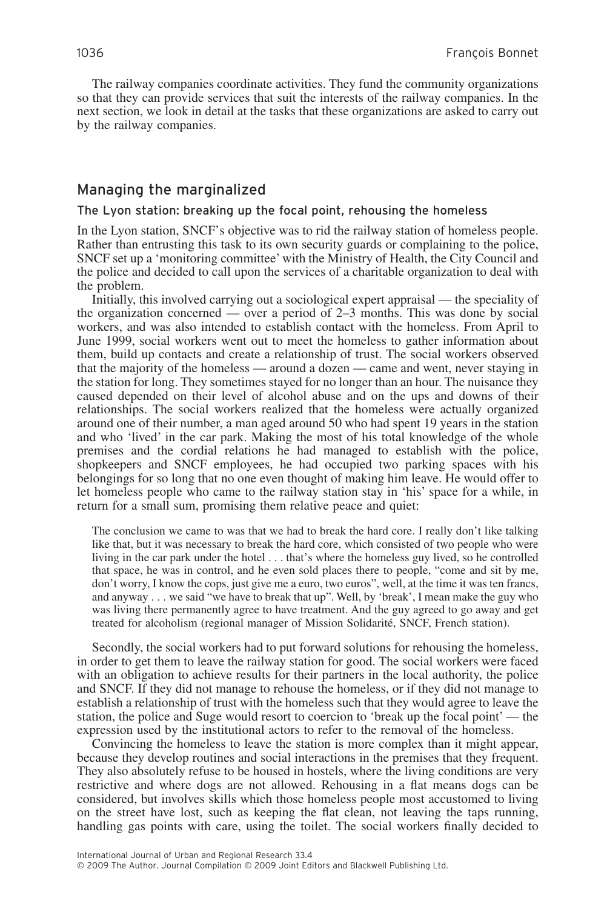The railway companies coordinate activities. They fund the community organizations so that they can provide services that suit the interests of the railway companies. In the next section, we look in detail at the tasks that these organizations are asked to carry out by the railway companies.

## Managing the marginalized

### The Lyon station: breaking up the focal point, rehousing the homeless

In the Lyon station, SNCF's objective was to rid the railway station of homeless people. Rather than entrusting this task to its own security guards or complaining to the police, SNCF set up a 'monitoring committee' with the Ministry of Health, the City Council and the police and decided to call upon the services of a charitable organization to deal with the problem.

Initially, this involved carrying out a sociological expert appraisal — the speciality of the organization concerned — over a period of 2–3 months. This was done by social workers, and was also intended to establish contact with the homeless. From April to June 1999, social workers went out to meet the homeless to gather information about them, build up contacts and create a relationship of trust. The social workers observed that the majority of the homeless — around a dozen — came and went, never staying in the station for long. They sometimes stayed for no longer than an hour. The nuisance they caused depended on their level of alcohol abuse and on the ups and downs of their relationships. The social workers realized that the homeless were actually organized around one of their number, a man aged around 50 who had spent 19 years in the station and who 'lived' in the car park. Making the most of his total knowledge of the whole premises and the cordial relations he had managed to establish with the police, shopkeepers and SNCF employees, he had occupied two parking spaces with his belongings for so long that no one even thought of making him leave. He would offer to let homeless people who came to the railway station stay in 'his' space for a while, in return for a small sum, promising them relative peace and quiet:

> The conclusion we came to was that we had to break the hard core. I really don't like talking like that, but it was necessary to break the hard core, which consisted of two people who were living in the car park under the hotel . . . that's where the homeless guy lived, so he controlled that space, he was in control, and he even sold places there to people, "come and sit by me, don't worry, I know the cops, just give me a euro, two euros", well, at the time it was ten francs, and anyway . . . we said "we have to break that up". Well, by 'break', I mean make the guy who was living there permanently agree to have treatment. And the guy agreed to go away and get treated for alcoholism (regional manager of Mission Solidarité, SNCF, French station).

Secondly, the social workers had to put forward solutions for rehousing the homeless, in order to get them to leave the railway station for good. The social workers were faced with an obligation to achieve results for their partners in the local authority, the police and SNCF. If they did not manage to rehouse the homeless, or if they did not manage to establish a relationship of trust with the homeless such that they would agree to leave the station, the police and Suge would resort to coercion to 'break up the focal point' — the expression used by the institutional actors to refer to the removal of the homeless.

Convincing the homeless to leave the station is more complex than it might appear, because they develop routines and social interactions in the premises that they frequent. They also absolutely refuse to be housed in hostels, where the living conditions are very restrictive and where dogs are not allowed. Rehousing in a flat means dogs can be considered, but involves skills which those homeless people most accustomed to living on the street have lost, such as keeping the flat clean, not leaving the taps running, handling gas points with care, using the toilet. The social workers finally decided to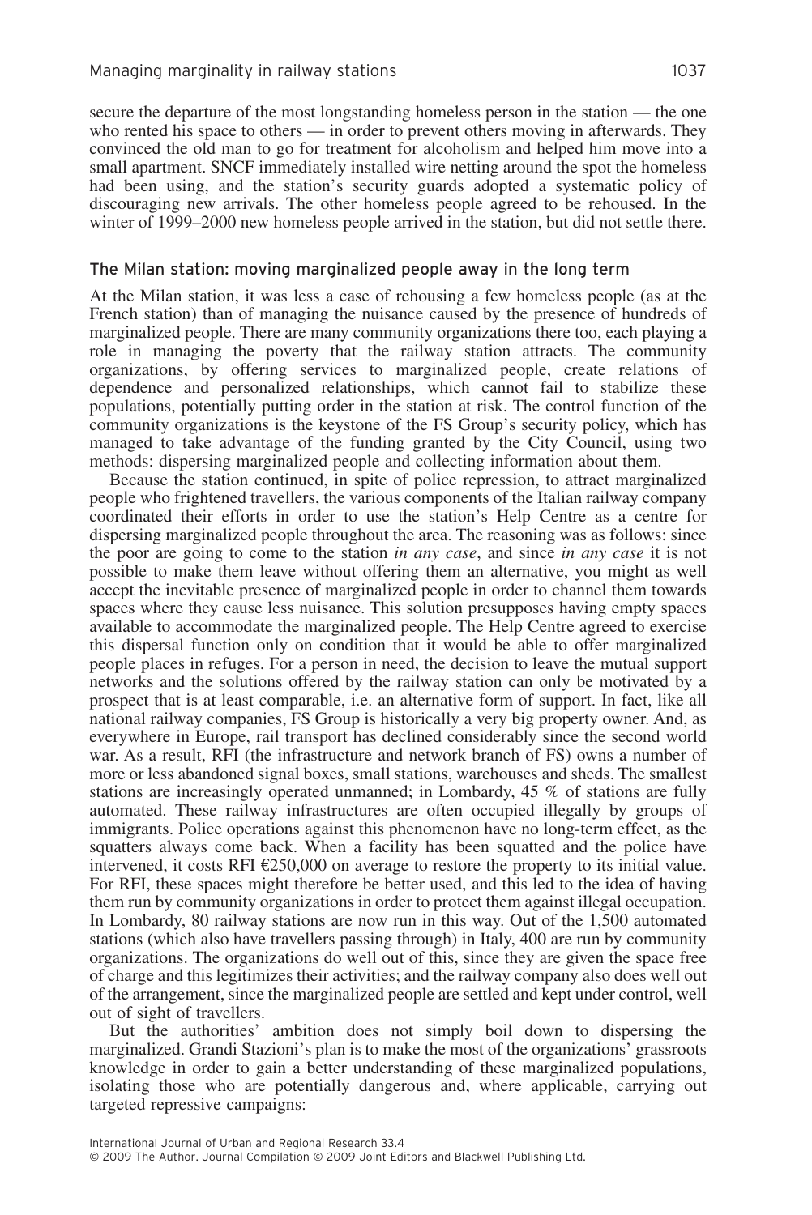secure the departure of the most longstanding homeless person in the station — the one who rented his space to others — in order to prevent others moving in afterwards. They convinced the old man to go for treatment for alcoholism and helped him move into a small apartment. SNCF immediately installed wire netting around the spot the homeless had been using, and the station's security guards adopted a systematic policy of discouraging new arrivals. The other homeless people agreed to be rehoused. In the winter of 1999–2000 new homeless people arrived in the station, but did not settle there.

### The Milan station: moving marginalized people away in the long term

At the Milan station, it was less a case of rehousing a few homeless people (as at the French station) than of managing the nuisance caused by the presence of hundreds of marginalized people. There are many community organizations there too, each playing a role in managing the poverty that the railway station attracts. The community organizations, by offering services to marginalized people, create relations of dependence and personalized relationships, which cannot fail to stabilize these populations, potentially putting order in the station at risk. The control function of the community organizations is the keystone of the FS Group's security policy, which has managed to take advantage of the funding granted by the City Council, using two methods: dispersing marginalized people and collecting information about them.

Because the station continued, in spite of police repression, to attract marginalized people who frightened travellers, the various components of the Italian railway company coordinated their efforts in order to use the station's Help Centre as a centre for dispersing marginalized people throughout the area. The reasoning was as follows: since the poor are going to come to the station *in any case*, and since *in any case* it is not possible to make them leave without offering them an alternative, you might as well accept the inevitable presence of marginalized people in order to channel them towards spaces where they cause less nuisance. This solution presupposes having empty spaces available to accommodate the marginalized people. The Help Centre agreed to exercise this dispersal function only on condition that it would be able to offer marginalized people places in refuges. For a person in need, the decision to leave the mutual support networks and the solutions offered by the railway station can only be motivated by a prospect that is at least comparable, i.e. an alternative form of support. In fact, like all national railway companies, FS Group is historically a very big property owner. And, as everywhere in Europe, rail transport has declined considerably since the second world war. As a result, RFI (the infrastructure and network branch of FS) owns a number of more or less abandoned signal boxes, small stations, warehouses and sheds. The smallest stations are increasingly operated unmanned; in Lombardy, 45 % of stations are fully automated. These railway infrastructures are often occupied illegally by groups of immigrants. Police operations against this phenomenon have no long-term effect, as the squatters always come back. When a facility has been squatted and the police have intervened, it costs RFI €250,000 on average to restore the property to its initial value. For RFI, these spaces might therefore be better used, and this led to the idea of having them run by community organizations in order to protect them against illegal occupation. In Lombardy, 80 railway stations are now run in this way. Out of the 1,500 automated stations (which also have travellers passing through) in Italy, 400 are run by community organizations. The organizations do well out of this, since they are given the space free of charge and this legitimizes their activities; and the railway company also does well out of the arrangement, since the marginalized people are settled and kept under control, well out of sight of travellers.

But the authorities' ambition does not simply boil down to dispersing the marginalized. Grandi Stazioni's plan is to make the most of the organizations' grassroots knowledge in order to gain a better understanding of these marginalized populations, isolating those who are potentially dangerous and, where applicable, carrying out targeted repressive campaigns: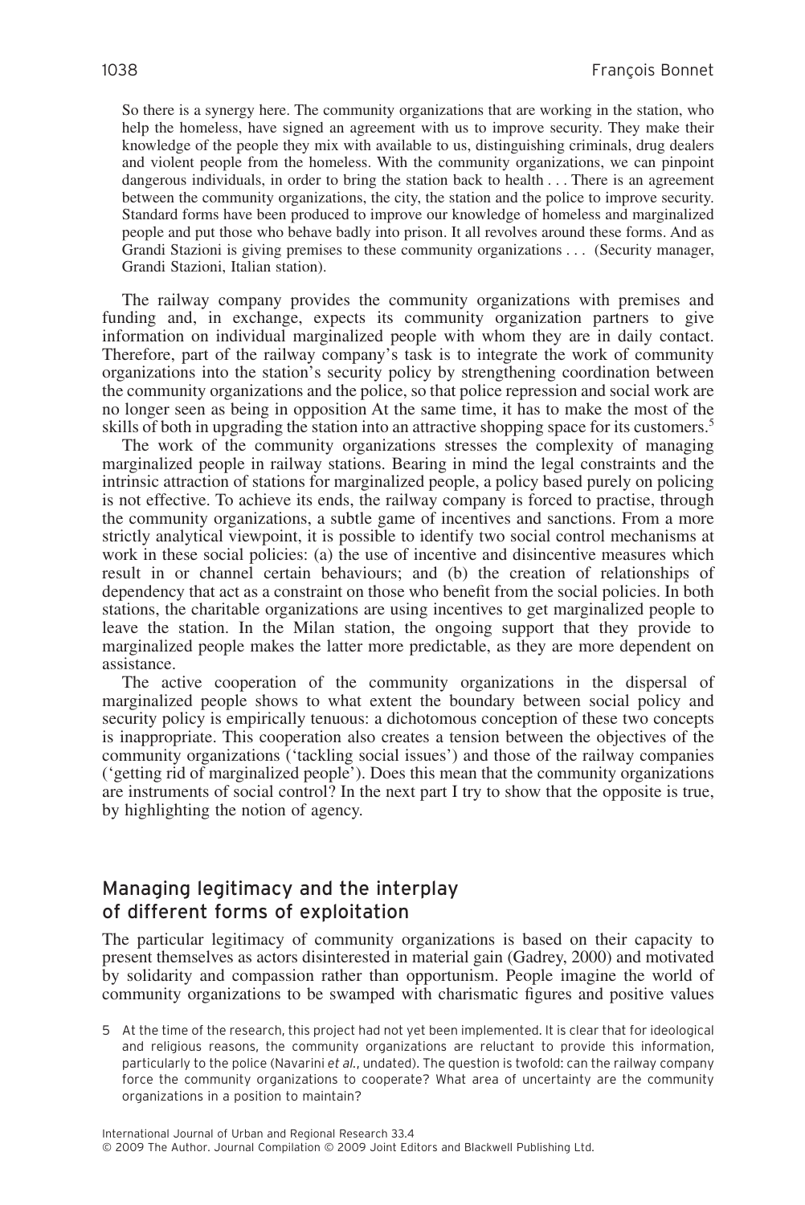> So there is a synergy here. The community organizations that are working in the station, who help the homeless, have signed an agreement with us to improve security. They make their knowledge of the people they mix with available to us, distinguishing criminals, drug dealers and violent people from the homeless. With the community organizations, we can pinpoint dangerous individuals, in order to bring the station back to health . . . There is an agreement between the community organizations, the city, the station and the police to improve security. Standard forms have been produced to improve our knowledge of homeless and marginalized people and put those who behave badly into prison. It all revolves around these forms. And as Grandi Stazioni is giving premises to these community organizations . . . (Security manager, Grandi Stazioni, Italian station).

The railway company provides the community organizations with premises and funding and, in exchange, expects its community organization partners to give information on individual marginalized people with whom they are in daily contact. Therefore, part of the railway company's task is to integrate the work of community organizations into the station's security policy by strengthening coordination between the community organizations and the police, so that police repression and social work are no longer seen as being in opposition At the same time, it has to make the most of the skills of both in upgrading the station into an attractive shopping space for its customers.[5]

The work of the community organizations stresses the complexity of managing marginalized people in railway stations. Bearing in mind the legal constraints and the intrinsic attraction of stations for marginalized people, a policy based purely on policing is not effective. To achieve its ends, the railway company is forced to practise, through the community organizations, a subtle game of incentives and sanctions. From a more strictly analytical viewpoint, it is possible to identify two social control mechanisms at work in these social policies: (a) the use of incentive and disincentive measures which result in or channel certain behaviours; and (b) the creation of relationships of dependency that act as a constraint on those who benefit from the social policies. In both stations, the charitable organizations are using incentives to get marginalized people to leave the station. In the Milan station, the ongoing support that they provide to marginalized people makes the latter more predictable, as they are more dependent on assistance.

The active cooperation of the community organizations in the dispersal of marginalized people shows to what extent the boundary between social policy and security policy is empirically tenuous: a dichotomous conception of these two concepts is inappropriate. This cooperation also creates a tension between the objectives of the community organizations ('tackling social issues') and those of the railway companies ('getting rid of marginalized people'). Does this mean that the community organizations are instruments of social control? In the next part I try to show that the opposite is true, by highlighting the notion of agency.

## Managing legitimacy and the interplay of different forms of exploitation

The particular legitimacy of community organizations is based on their capacity to present themselves as actors disinterested in material gain (Gadrey, 2000) and motivated by solidarity and compassion rather than opportunism. People imagine the world of community organizations to be swamped with charismatic figures and positive values

5 At the time of the research, this project had not yet been implemented. It is clear that for ideological and religious reasons, the community organizations are reluctant to provide this information, particularly to the police (Navarini *et al.*, undated). The question is twofold: can the railway company force the community organizations to cooperate? What area of uncertainty are the community organizations in a position to maintain?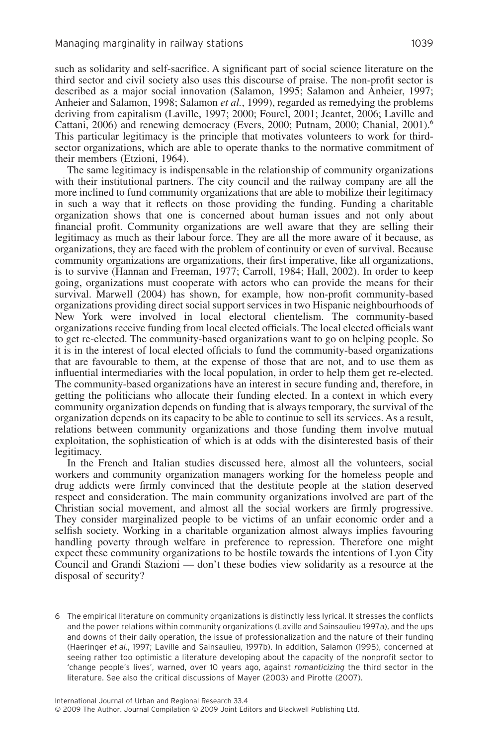such as solidarity and self-sacrifice. A significant part of social science literature on the third sector and civil society also uses this discourse of praise. The non-profit sector is described as a major social innovation (Salamon, 1995; Salamon and Anheier, 1997; Anheier and Salamon, 1998; Salamon *et al.*, 1999), regarded as remedying the problems deriving from capitalism (Laville, 1997; 2000; Fourel, 2001; Jeantet, 2006; Laville and Cattani, 2006) and renewing democracy (Evers, 2000; Putnam, 2000; Chanial, 2001).[6] This particular legitimacy is the principle that motivates volunteers to work for third-sector organizations, which are able to operate thanks to the normative commitment of their members (Etzioni, 1964).

The same legitimacy is indispensable in the relationship of community organizations with their institutional partners. The city council and the railway company are all the more inclined to fund community organizations that are able to mobilize their legitimacy in such a way that it reflects on those providing the funding. Funding a charitable organization shows that one is concerned about human issues and not only about financial profit. Community organizations are well aware that they are selling their legitimacy as much as their labour force. They are all the more aware of it because, as organizations, they are faced with the problem of continuity or even of survival. Because community organizations are organizations, their first imperative, like all organizations, is to survive (Hannan and Freeman, 1977; Carroll, 1984; Hall, 2002). In order to keep going, organizations must cooperate with actors who can provide the means for their survival. Marwell (2004) has shown, for example, how non-profit community-based organizations providing direct social support services in two Hispanic neighbourhoods of New York were involved in local electoral clientelism. The community-based organizations receive funding from local elected officials. The local elected officials want to get re-elected. The community-based organizations want to go on helping people. So it is in the interest of local elected officials to fund the community-based organizations that are favourable to them, at the expense of those that are not, and to use them as influential intermediaries with the local population, in order to help them get re-elected. The community-based organizations have an interest in secure funding and, therefore, in getting the politicians who allocate their funding elected. In a context in which every community organization depends on funding that is always temporary, the survival of the organization depends on its capacity to be able to continue to sell its services. As a result, relations between community organizations and those funding them involve mutual exploitation, the sophistication of which is at odds with the disinterested basis of their legitimacy.

In the French and Italian studies discussed here, almost all the volunteers, social workers and community organization managers working for the homeless people and drug addicts were firmly convinced that the destitute people at the station deserved respect and consideration. The main community organizations involved are part of the Christian social movement, and almost all the social workers are firmly progressive. They consider marginalized people to be victims of an unfair economic order and a selfish society. Working in a charitable organization almost always implies favouring handling poverty through welfare in preference to repression. Therefore one might expect these community organizations to be hostile towards the intentions of Lyon City Council and Grandi Stazioni — don't these bodies view solidarity as a resource at the disposal of security?

6 The empirical literature on community organizations is distinctly less lyrical. It stresses the conflicts and the power relations within community organizations (Laville and Sainsaulieu 1997a), and the ups and downs of their daily operation, the issue of professionalization and the nature of their funding (Haeringer *et al.*, 1997; Laville and Sainsaulieu, 1997b). In addition, Salamon (1995), concerned at seeing rather too optimistic a literature developing about the capacity of the nonprofit sector to 'change people's lives', warned, over 10 years ago, against *romanticizing* the third sector in the literature. See also the critical discussions of Mayer (2003) and Pirotte (2007).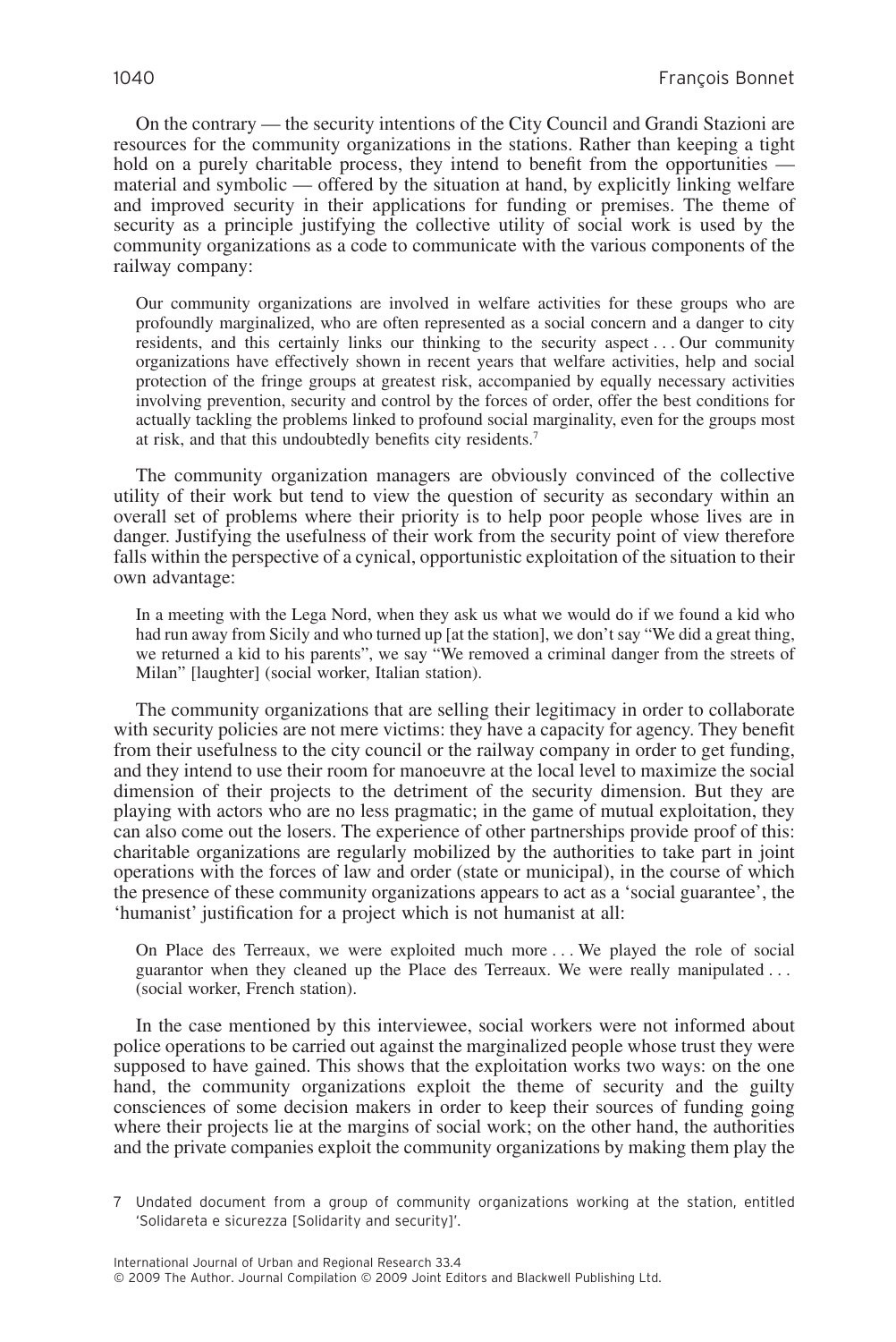On the contrary — the security intentions of the City Council and Grandi Stazioni are resources for the community organizations in the stations. Rather than keeping a tight hold on a purely charitable process, they intend to benefit from the opportunities — material and symbolic — offered by the situation at hand, by explicitly linking welfare and improved security in their applications for funding or premises. The theme of security as a principle justifying the collective utility of social work is used by the community organizations as a code to communicate with the various components of the railway company:

> Our community organizations are involved in welfare activities for these groups who are profoundly marginalized, who are often represented as a social concern and a danger to city residents, and this certainly links our thinking to the security aspect . . . Our community organizations have effectively shown in recent years that welfare activities, help and social protection of the fringe groups at greatest risk, accompanied by equally necessary activities involving prevention, security and control by the forces of order, offer the best conditions for actually tackling the problems linked to profound social marginality, even for the groups most at risk, and that this undoubtedly benefits city residents.[7]

The community organization managers are obviously convinced of the collective utility of their work but tend to view the question of security as secondary within an overall set of problems where their priority is to help poor people whose lives are in danger. Justifying the usefulness of their work from the security point of view therefore falls within the perspective of a cynical, opportunistic exploitation of the situation to their own advantage:

> In a meeting with the Lega Nord, when they ask us what we would do if we found a kid who had run away from Sicily and who turned up [at the station], we don't say "We did a great thing, we returned a kid to his parents", we say "We removed a criminal danger from the streets of Milan" [laughter] (social worker, Italian station).

The community organizations that are selling their legitimacy in order to collaborate with security policies are not mere victims: they have a capacity for agency. They benefit from their usefulness to the city council or the railway company in order to get funding, and they intend to use their room for manoeuvre at the local level to maximize the social dimension of their projects to the detriment of the security dimension. But they are playing with actors who are no less pragmatic; in the game of mutual exploitation, they can also come out the losers. The experience of other partnerships provide proof of this: charitable organizations are regularly mobilized by the authorities to take part in joint operations with the forces of law and order (state or municipal), in the course of which the presence of these community organizations appears to act as a 'social guarantee', the 'humanist' justification for a project which is not humanist at all:

> On Place des Terreaux, we were exploited much more . . . We played the role of social guarantor when they cleaned up the Place des Terreaux. We were really manipulated . . . (social worker, French station).

In the case mentioned by this interviewee, social workers were not informed about police operations to be carried out against the marginalized people whose trust they were supposed to have gained. This shows that the exploitation works two ways: on the one hand, the community organizations exploit the theme of security and the guilty consciences of some decision makers in order to keep their sources of funding going where their projects lie at the margins of social work; on the other hand, the authorities and the private companies exploit the community organizations by making them play the

7 Undated document from a group of community organizations working at the station, entitled 'Solidareta e sicurezza [Solidarity and security]'.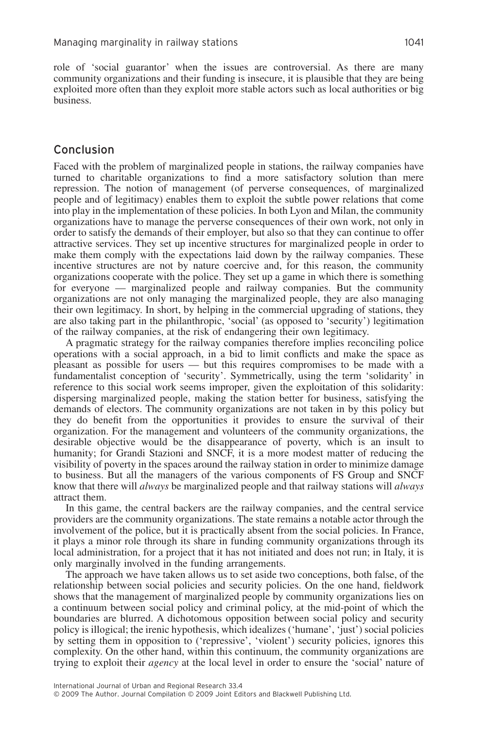role of 'social guarantor' when the issues are controversial. As there are many community organizations and their funding is insecure, it is plausible that they are being exploited more often than they exploit more stable actors such as local authorities or big business.

## Conclusion

Faced with the problem of marginalized people in stations, the railway companies have turned to charitable organizations to find a more satisfactory solution than mere repression. The notion of management (of perverse consequences, of marginalized people and of legitimacy) enables them to exploit the subtle power relations that come into play in the implementation of these policies. In both Lyon and Milan, the community organizations have to manage the perverse consequences of their own work, not only in order to satisfy the demands of their employer, but also so that they can continue to offer attractive services. They set up incentive structures for marginalized people in order to make them comply with the expectations laid down by the railway companies. These incentive structures are not by nature coercive and, for this reason, the community organizations cooperate with the police. They set up a game in which there is something for everyone — marginalized people and railway companies. But the community organizations are not only managing the marginalized people, they are also managing their own legitimacy. In short, by helping in the commercial upgrading of stations, they are also taking part in the philanthropic, 'social' (as opposed to 'security') legitimation of the railway companies, at the risk of endangering their own legitimacy.

A pragmatic strategy for the railway companies therefore implies reconciling police operations with a social approach, in a bid to limit conflicts and make the space as pleasant as possible for users — but this requires compromises to be made with a fundamentalist conception of 'security'. Symmetrically, using the term 'solidarity' in reference to this social work seems improper, given the exploitation of this solidarity: dispersing marginalized people, making the station better for business, satisfying the demands of electors. The community organizations are not taken in by this policy but they do benefit from the opportunities it provides to ensure the survival of their organization. For the management and volunteers of the community organizations, the desirable objective would be the disappearance of poverty, which is an insult to humanity; for Grandi Stazioni and SNCF, it is a more modest matter of reducing the visibility of poverty in the spaces around the railway station in order to minimize damage to business. But all the managers of the various components of FS Group and SNCF know that there will *always* be marginalized people and that railway stations will *always* attract them.

In this game, the central backers are the railway companies, and the central service providers are the community organizations. The state remains a notable actor through the involvement of the police, but it is practically absent from the social policies. In France, it plays a minor role through its share in funding community organizations through its local administration, for a project that it has not initiated and does not run; in Italy, it is only marginally involved in the funding arrangements.

The approach we have taken allows us to set aside two conceptions, both false, of the relationship between social policies and security policies. On the one hand, fieldwork shows that the management of marginalized people by community organizations lies on a continuum between social policy and criminal policy, at the mid-point of which the boundaries are blurred. A dichotomous opposition between social policy and security policy is illogical; the irenic hypothesis, which idealizes ('humane', 'just') social policies by setting them in opposition to ('repressive', 'violent') security policies, ignores this complexity. On the other hand, within this continuum, the community organizations are trying to exploit their *agency* at the local level in order to ensure the 'social' nature of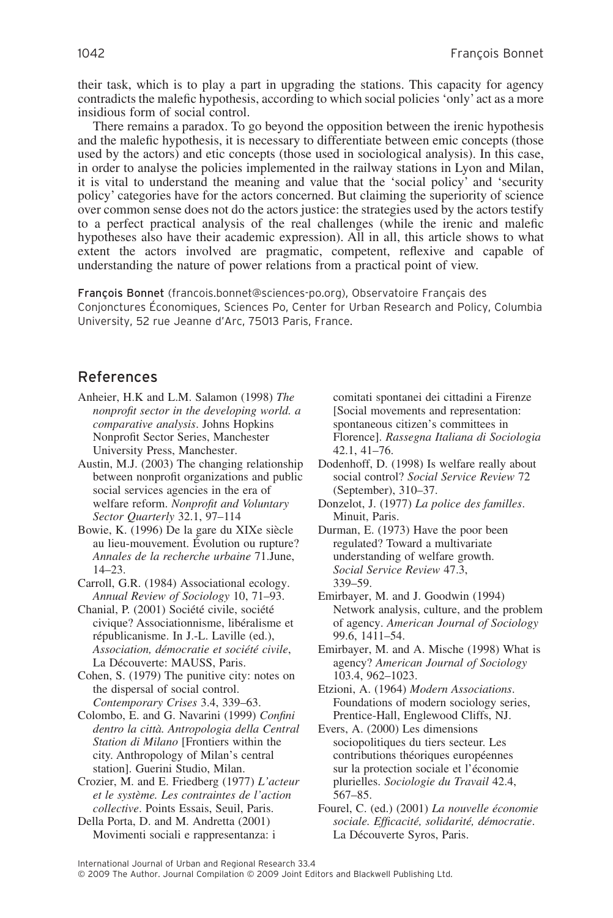their task, which is to play a part in upgrading the stations. This capacity for agency contradicts the malefic hypothesis, according to which social policies 'only' act as a more insidious form of social control.

There remains a paradox. To go beyond the opposition between the irenic hypothesis and the malefic hypothesis, it is necessary to differentiate between emic concepts (those used by the actors) and etic concepts (those used in sociological analysis). In this case, in order to analyse the policies implemented in the railway stations in Lyon and Milan, it is vital to understand the meaning and value that the 'social policy' and 'security policy' categories have for the actors concerned. But claiming the superiority of science over common sense does not do the actors justice: the strategies used by the actors testify to a perfect practical analysis of the real challenges (while the irenic and malefic hypotheses also have their academic expression). All in all, this article shows to what extent the actors involved are pragmatic, competent, reflexive and capable of understanding the nature of power relations from a practical point of view.

François Bonnet (francois.bonnet@sciences-po.org), Observatoire Français des Conjonctures Économiques, Sciences Po, Center for Urban Research and Policy, Columbia University, 52 rue Jeanne d'Arc, 75013 Paris, France.

## References

Anheier, H.K and L.M. Salamon (1998) *The nonprofit sector in the developing world. a comparative analysis*. Johns Hopkins Nonprofit Sector Series, Manchester University Press, Manchester.

Austin, M.J. (2003) The changing relationship between nonprofit organizations and public social services agencies in the era of welfare reform. *Nonprofit and Voluntary Sector Quarterly* 32.1, 97–114

Bowie, K. (1996) De la gare du XIXe siècle au lieu-mouvement. Évolution ou rupture? *Annales de la recherche urbaine* 71.June, 14–23.

Carroll, G.R. (1984) Associational ecology. *Annual Review of Sociology* 10, 71–93.

Chanial, P. (2001) Société civile, société civique? Associationnisme, libéralisme et républicanisme. In J.-L. Laville (ed.), *Association, démocratie et société civile*, La Découverte: MAUSS, Paris.

Cohen, S. (1979) The punitive city: notes on the dispersal of social control. *Contemporary Crises* 3.4, 339–63.

Colombo, E. and G. Navarini (1999) *Confini dentro la città. Antropologia della Central Station di Milano* [Frontiers within the city. Anthropology of Milan's central station]. Guerini Studio, Milan.

Crozier, M. and E. Friedberg (1977) *L'acteur et le système. Les contraintes de l'action collective*. Points Essais, Seuil, Paris.

Della Porta, D. and M. Andretta (2001) Movimenti sociali e rappresentanza: i comitati spontanei dei cittadini a Firenze [Social movements and representation: spontaneous citizen's committees in Florence]. *Rassegna Italiana di Sociologia* 42.1, 41–76.

Dodenhoff, D. (1998) Is welfare really about social control? *Social Service Review* 72 (September), 310–37.

Donzelot, J. (1977) *La police des familles*. Minuit, Paris.

Durman, E. (1973) Have the poor been regulated? Toward a multivariate understanding of welfare growth. *Social Service Review* 47.3, 339–59.

Emirbayer, M. and J. Goodwin (1994) Network analysis, culture, and the problem of agency. *American Journal of Sociology* 99.6, 1411–54.

Emirbayer, M. and A. Mische (1998) What is agency? *American Journal of Sociology* 103.4, 962–1023.

Etzioni, A. (1964) *Modern Associations*. Foundations of modern sociology series, Prentice-Hall, Englewood Cliffs, NJ.

Evers, A. (2000) Les dimensions sociopolitiques du tiers secteur. Les contributions théoriques européennes sur la protection sociale et l'économie plurielles. *Sociologie du Travail* 42.4, 567–85.

Fourel, C. (ed.) (2001) *La nouvelle économie sociale. Efficacité, solidarité, démocratie*. La Découverte Syros, Paris.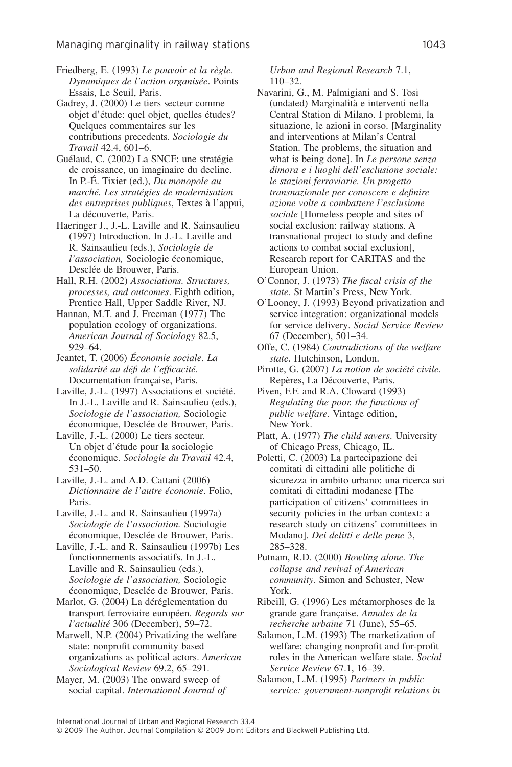Friedberg, E. (1993) *Le pouvoir et la règle. Dynamiques de l'action organisée*. Points Essais, Le Seuil, Paris.

Gadrey, J. (2000) Le tiers secteur comme objet d'étude: quel objet, quelles études? Quelques commentaires sur les contributions precedents. *Sociologie du Travail* 42.4, 601–6.

Guélaud, C. (2002) La SNCF: une stratégie de croissance, un imaginaire du decline. In P.-É. Tixier (ed.), *Du monopole au marché. Les stratégies de modernisation des entreprises publiques*, Textes à l'appui, La découverte, Paris.

Haeringer J., J.-L. Laville and R. Sainsaulieu (1997) Introduction. In J.-L. Laville and R. Sainsaulieu (eds.), *Sociologie de l'association,* Sociologie économique, Desclée de Brouwer, Paris.

Hall, R.H. (2002) *Associations. Structures, processes, and outcomes*. Eighth edition, Prentice Hall, Upper Saddle River, NJ.

Hannan, M.T. and J. Freeman (1977) The population ecology of organizations. *American Journal of Sociology* 82.5, 929–64.

Jeantet, T. (2006) *Économie sociale. La solidarité au défi de l'efficacité*. Documentation française, Paris.

Laville, J.-L. (1997) Associations et société. In J.-L. Laville and R. Sainsaulieu (eds.), *Sociologie de l'association,* Sociologie économique, Desclée de Brouwer, Paris.

Laville, J.-L. (2000) Le tiers secteur. Un objet d'étude pour la sociologie économique. *Sociologie du Travail* 42.4, 531–50.

Laville, J.-L. and A.D. Cattani (2006) *Dictionnaire de l'autre économie*. Folio, Paris.

Laville, J.-L. and R. Sainsaulieu (1997a) *Sociologie de l'association.* Sociologie économique, Desclée de Brouwer, Paris.

Laville, J.-L. and R. Sainsaulieu (1997b) Les fonctionnements associatifs. In J.-L. Laville and R. Sainsaulieu (eds.), *Sociologie de l'association,* Sociologie économique, Desclée de Brouwer, Paris.

Marlot, G. (2004) La déréglementation du transport ferroviaire européen. *Regards sur l'actualité* 306 (December), 59–72.

Marwell, N.P. (2004) Privatizing the welfare state: nonprofit community based organizations as political actors. *American Sociological Review* 69.2, 65–291.

Mayer, M. (2003) The onward sweep of social capital. *International Journal of Urban and Regional Research* 7.1, 110–32.

Navarini, G., M. Palmigiani and S. Tosi (undated) Marginalità e interventi nella Central Station di Milano. I problemi, la situazione, le azioni in corso. [Marginality and interventions at Milan's Central Station. The problems, the situation and what is being done]. In *Le persone senza dimora e i luoghi dell'esclusione sociale: le stazioni ferroviarie. Un progetto transnazionale per conoscere e definire azione volte a combattere l'esclusione sociale* [Homeless people and sites of social exclusion: railway stations. A transnational project to study and define actions to combat social exclusion], Research report for CARITAS and the European Union.

O'Connor, J. (1973) *The fiscal crisis of the state*. St Martin's Press, New York.

O'Looney, J. (1993) Beyond privatization and service integration: organizational models for service delivery. *Social Service Review* 67 (December), 501–34.

Offe, C. (1984) *Contradictions of the welfare state*. Hutchinson, London.

Pirotte, G. (2007) *La notion de société civile*. Repères, La Découverte, Paris.

Piven, F.F. and R.A. Cloward (1993) *Regulating the poor. the functions of public welfare*. Vintage edition, New York.

Platt, A. (1977) *The child savers*. University of Chicago Press, Chicago, IL.

Poletti, C. (2003) La partecipazione dei comitati di cittadini alle politiche di sicurezza in ambito urbano: una ricerca sui comitati di cittadini modanese [The participation of citizens' committees in security policies in the urban context: a research study on citizens' committees in Modano]. *Dei delitti e delle pene* 3, 285–328.

Putnam, R.D. (2000) *Bowling alone. The collapse and revival of American community*. Simon and Schuster, New York.

Ribeill, G. (1996) Les métamorphoses de la grande gare française. *Annales de la recherche urbaine* 71 (June), 55–65.

Salamon, L.M. (1993) The marketization of welfare: changing nonprofit and for-profit roles in the American welfare state. *Social Service Review* 67.1, 16–39.

Salamon, L.M. (1995) *Partners in public service: government-nonprofit relations in*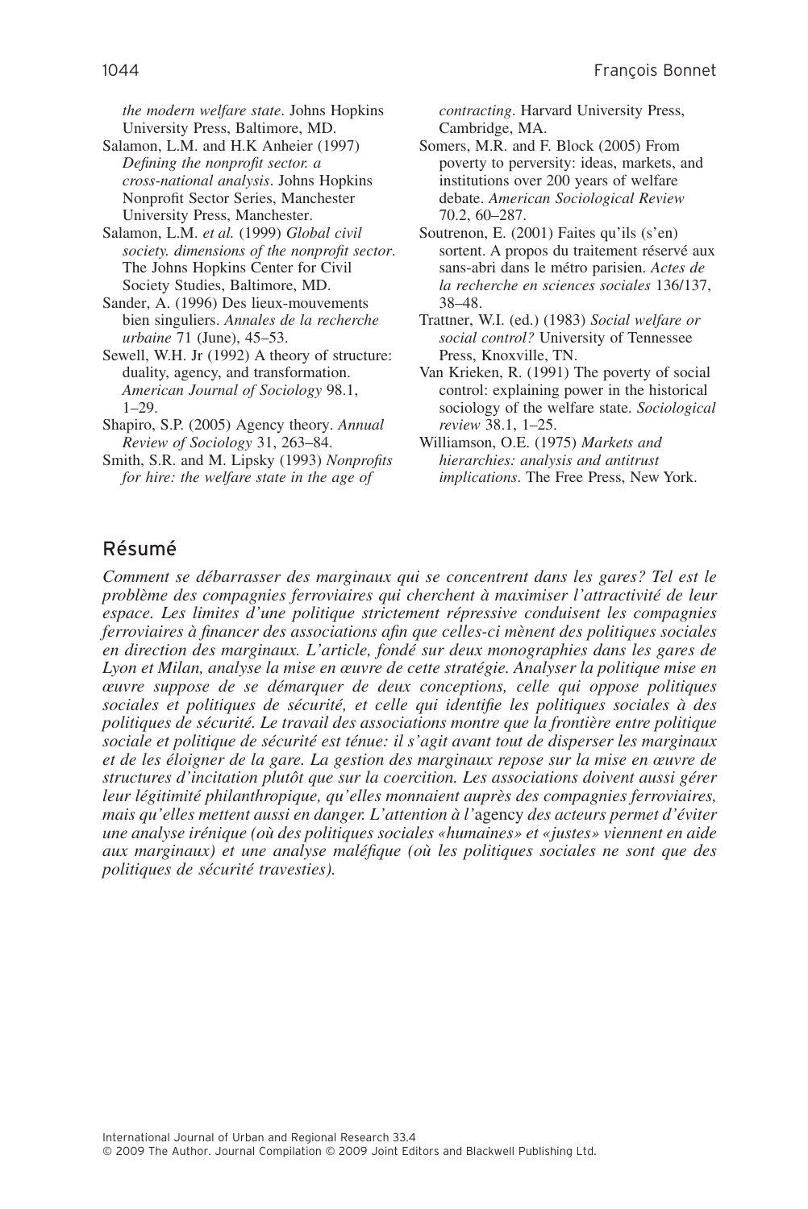*the modern welfare state*. Johns Hopkins University Press, Baltimore, MD.

Salamon, L.M. and H.K Anheier (1997) *Defining the nonprofit sector. a cross-national analysis*. Johns Hopkins Nonprofit Sector Series, Manchester University Press, Manchester.

Salamon, L.M. *et al.* (1999) *Global civil society. dimensions of the nonprofit sector*. The Johns Hopkins Center for Civil Society Studies, Baltimore, MD.

Sander, A. (1996) Des lieux-mouvements bien singuliers. *Annales de la recherche urbaine* 71 (June), 45–53.

Sewell, W.H. Jr (1992) A theory of structure: duality, agency, and transformation. *American Journal of Sociology* 98.1, 1–29.

Shapiro, S.P. (2005) Agency theory. *Annual Review of Sociology* 31, 263–84.

Smith, S.R. and M. Lipsky (1993) *Nonprofits for hire: the welfare state in the age of contracting*. Harvard University Press, Cambridge, MA.

Somers, M.R. and F. Block (2005) From poverty to perversity: ideas, markets, and institutions over 200 years of welfare debate. *American Sociological Review* 70.2, 60–287.

Soutrenon, E. (2001) Faites qu'ils (s'en) sortent. A propos du traitement réservé aux sans-abri dans le métro parisien. *Actes de la recherche en sciences sociales* 136/137, 38–48.

Trattner, W.I. (ed.) (1983) *Social welfare or social control?* University of Tennessee Press, Knoxville, TN.

Van Krieken, R. (1991) The poverty of social control: explaining power in the historical sociology of the welfare state. *Sociological review* 38.1, 1–25.

Williamson, O.E. (1975) *Markets and hierarchies: analysis and antitrust implications*. The Free Press, New York.

## Résumé

*Comment se débarrasser des marginaux qui se concentrent dans les gares? Tel est le problème des compagnies ferroviaires qui cherchent à maximiser l'attractivité de leur espace. Les limites d'une politique strictement répressive conduisent les compagnies ferroviaires à financer des associations afin que celles-ci mènent des politiques sociales en direction des marginaux. L'article, fondé sur deux monographies dans les gares de Lyon et Milan, analyse la mise en œuvre de cette stratégie. Analyser la politique mise en œuvre suppose de se démarquer de deux conceptions, celle qui oppose politiques sociales et politiques de sécurité, et celle qui identifie les politiques sociales à des politiques de sécurité. Le travail des associations montre que la frontière entre politique sociale et politique de sécurité est ténue: il s'agit avant tout de disperser les marginaux et de les éloigner de la gare. La gestion des marginaux repose sur la mise en œuvre de structures d'incitation plutôt que sur la coercition. Les associations doivent aussi gérer leur légitimité philanthropique, qu'elles monnaient auprès des compagnies ferroviaires, mais qu'elles mettent aussi en danger. L'attention à l'*agency *des acteurs permet d'éviter une analyse irénique (où des politiques sociales «humaines» et «justes» viennent en aide aux marginaux) et une analyse maléfique (où les politiques sociales ne sont que des politiques de sécurité travesties).*